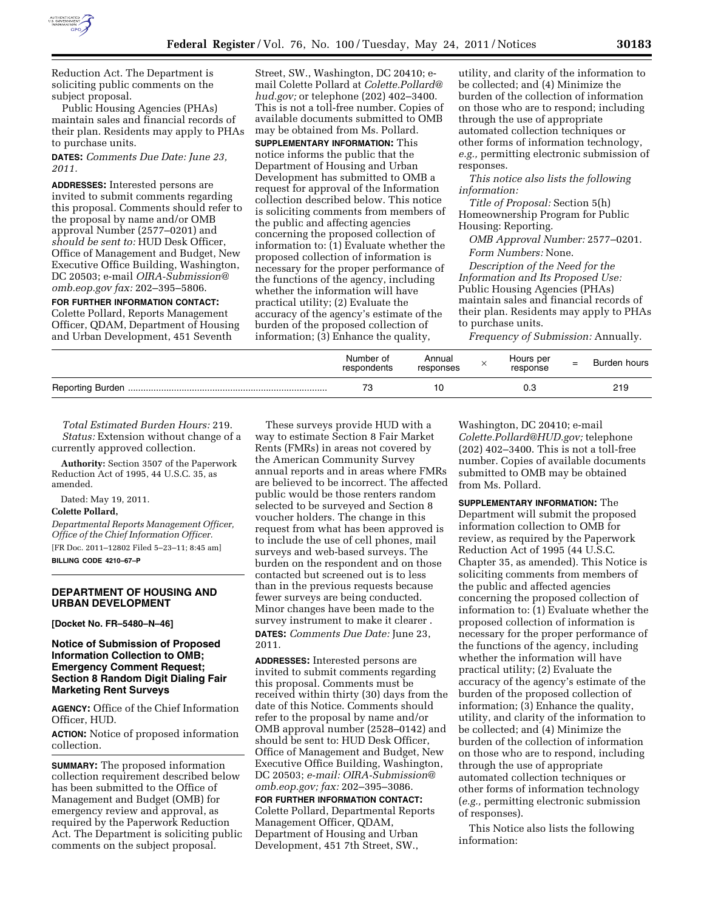Reduction Act. The Department is soliciting public comments on the subject proposal.

Public Housing Agencies (PHAs) maintain sales and financial records of their plan. Residents may apply to PHAs to purchase units.

**DATES:** *Comments Due Date: June 23, 2011.*

**ADDRESSES:** Interested persons are invited to submit comments regarding this proposal. Comments should refer to the proposal by name and/or OMB approval Number (2577–0201) and *should be sent to:* HUD Desk Officer, Office of Management and Budget, New Executive Office Building, Washington, DC 20503; e-mail *OIRA-Submission@omb.eop.gov fax:* 202–395–5806.

**FOR FURTHER INFORMATION CONTACT:** Colette Pollard, Reports Management Officer, QDAM, Department of Housing and Urban Development, 451 Seventh Street, SW., Washington, DC 20410; e-mail Colette Pollard at *Colette.Pollard@hud.gov;* or telephone (202) 402–3400. This is not a toll-free number. Copies of available documents submitted to OMB may be obtained from Ms. Pollard.

**SUPPLEMENTARY INFORMATION:** This notice informs the public that the Department of Housing and Urban Development has submitted to OMB a request for approval of the Information collection described below. This notice is soliciting comments from members of the public and affecting agencies concerning the proposed collection of information to: (1) Evaluate whether the proposed collection of information is necessary for the proper performance of the functions of the agency, including whether the information will have practical utility; (2) Evaluate the accuracy of the agency's estimate of the burden of the proposed collection of information; (3) Enhance the quality, utility, and clarity of the information to be collected; and (4) Minimize the burden of the collection of information on those who are to respond; including through the use of appropriate automated collection techniques or other forms of information technology, *e.g.,* permitting electronic submission of responses.

*This notice also lists the following information:*

*Title of Proposal:* Section 5(h) Homeownership Program for Public Housing: Reporting.

*OMB Approval Number:* 2577–0201.

*Form Numbers:* None.

*Description of the Need for the Information and Its Proposed Use:* Public Housing Agencies (PHAs) maintain sales and financial records of their plan. Residents may apply to PHAs to purchase units.

*Frequency of Submission:* Annually.

| | Number of respondents | Annual responses | × | Hours per response | = | Burden hours |
|---|---|---|---|---|---|---|
| Reporting Burden | 73 | 10 | | 0.3 | | 219 |

*Total Estimated Burden Hours:* 219.

*Status:* Extension without change of a currently approved collection.

**Authority:** Section 3507 of the Paperwork Reduction Act of 1995, 44 U.S.C. 35, as amended.

Dated: May 19, 2011.

**Colette Pollard,**

*Departmental Reports Management Officer, Office of the Chief Information Officer.*

[FR Doc. 2011–12802 Filed 5–23–11; 8:45 am]

**BILLING CODE 4210–67–P**

## DEPARTMENT OF HOUSING AND URBAN DEVELOPMENT

**[Docket No. FR–5480–N–46]**

### Notice of Submission of Proposed Information Collection to OMB; Emergency Comment Request; Section 8 Random Digit Dialing Fair Marketing Rent Surveys

**AGENCY:** Office of the Chief Information Officer, HUD.

**ACTION:** Notice of proposed information collection.

**SUMMARY:** The proposed information collection requirement described below has been submitted to the Office of Management and Budget (OMB) for emergency review and approval, as required by the Paperwork Reduction Act. The Department is soliciting public comments on the subject proposal.

These surveys provide HUD with a way to estimate Section 8 Fair Market Rents (FMRs) in areas not covered by the American Community Survey annual reports and in areas where FMRs are believed to be incorrect. The affected public would be those renters random selected to be surveyed and Section 8 voucher holders. The change in this request from what has been approved is to include the use of cell phones, mail surveys and web-based surveys. The burden on the respondent and on those contacted but screened out is to less than in the previous requests because fewer surveys are being conducted. Minor changes have been made to the survey instrument to make it clearer .

**DATES:** *Comments Due Date:* June 23, 2011.

**ADDRESSES:** Interested persons are invited to submit comments regarding this proposal. Comments must be received within thirty (30) days from the date of this Notice. Comments should refer to the proposal by name and/or OMB approval number (2528–0142) and should be sent to: HUD Desk Officer, Office of Management and Budget, New Executive Office Building, Washington, DC 20503; *e-mail: OIRA-Submission@omb.eop.gov; fax:* 202–395–3086.

**FOR FURTHER INFORMATION CONTACT:** Colette Pollard, Departmental Reports Management Officer, QDAM, Department of Housing and Urban Development, 451 7th Street, SW., Washington, DC 20410; e-mail *Colette.Pollard@HUD.gov;* telephone (202) 402–3400. This is not a toll-free number. Copies of available documents submitted to OMB may be obtained from Ms. Pollard.

**SUPPLEMENTARY INFORMATION:** The Department will submit the proposed information collection to OMB for review, as required by the Paperwork Reduction Act of 1995 (44 U.S.C. Chapter 35, as amended). This Notice is soliciting comments from members of the public and affected agencies concerning the proposed collection of information to: (1) Evaluate whether the proposed collection of information is necessary for the proper performance of the functions of the agency, including whether the information will have practical utility; (2) Evaluate the accuracy of the agency's estimate of the burden of the proposed collection of information; (3) Enhance the quality, utility, and clarity of the information to be collected; and (4) Minimize the burden of the collection of information on those who are to respond, including through the use of appropriate automated collection techniques or other forms of information technology (*e.g.,* permitting electronic submission of responses).

This Notice also lists the following information: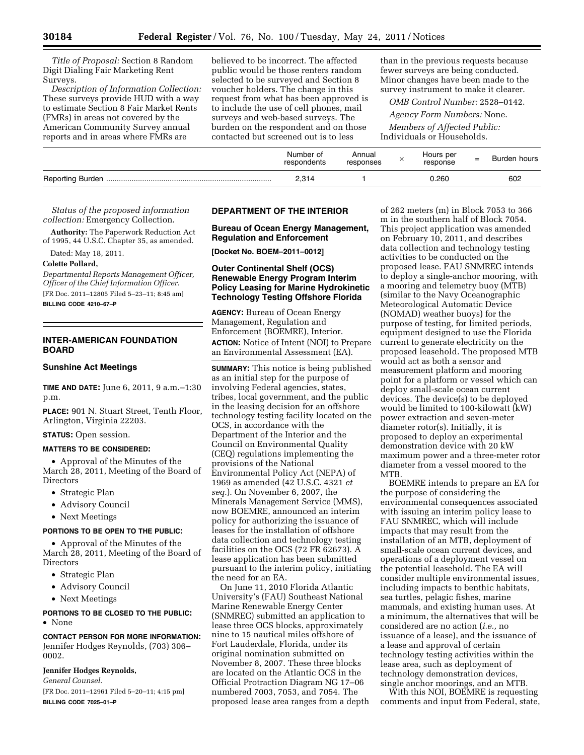*Title of Proposal:* Section 8 Random Digit Dialing Fair Marketing Rent Surveys.

*Description of Information Collection:* These surveys provide HUD with a way to estimate Section 8 Fair Market Rents (FMRs) in areas not covered by the American Community Survey annual reports and in areas where FMRs are believed to be incorrect. The affected public would be those renters random selected to be surveyed and Section 8 voucher holders. The change in this request from what has been approved is to include the use of cell phones, mail surveys and web-based surveys. The burden on the respondent and on those contacted but screened out is to less than in the previous requests because fewer surveys are being conducted. Minor changes have been made to the survey instrument to make it clearer.

*OMB Control Number:* 2528–0142.

*Agency Form Numbers:* None.

*Members of Affected Public:* Individuals or Households.

| | Number of respondents | Annual responses | × | Hours per response | = | Burden hours |
|---|---|---|---|---|---|---|
| Reporting Burden | 2,314 | 1 | | 0.260 | | 602 |

*Status of the proposed information collection:* Emergency Collection.

**Authority:** The Paperwork Reduction Act of 1995, 44 U.S.C. Chapter 35, as amended.

Dated: May 18, 2011.

**Colette Pollard,**

*Departmental Reports Management Officer, Officer of the Chief Information Officer.*

[FR Doc. 2011–12805 Filed 5–23–11; 8:45 am]

**BILLING CODE 4210–67–P**

## INTER-AMERICAN FOUNDATION BOARD

### Sunshine Act Meetings

**TIME AND DATE:** June 6, 2011, 9 a.m.–1:30 p.m.

**PLACE:** 901 N. Stuart Street, Tenth Floor, Arlington, Virginia 22203.

**STATUS:** Open session.

**MATTERS TO BE CONSIDERED:**

- Approval of the Minutes of the March 28, 2011, Meeting of the Board of Directors
- Strategic Plan
- Advisory Council
- Next Meetings

**PORTIONS TO BE OPEN TO THE PUBLIC:**

- Approval of the Minutes of the March 28, 2011, Meeting of the Board of Directors
- Strategic Plan
- Advisory Council
- Next Meetings

**PORTIONS TO BE CLOSED TO THE PUBLIC:**

- None

**CONTACT PERSON FOR MORE INFORMATION:** Jennifer Hodges Reynolds, (703) 306–0002.

**Jennifer Hodges Reynolds,**

*General Counsel.*

[FR Doc. 2011–12961 Filed 5–20–11; 4:15 pm]

**BILLING CODE 7025–01–P**

## DEPARTMENT OF THE INTERIOR

### Bureau of Ocean Energy Management, Regulation and Enforcement

**[Docket No. BOEM–2011–0012]**

### Outer Continental Shelf (OCS) Renewable Energy Program Interim Policy Leasing for Marine Hydrokinetic Technology Testing Offshore Florida

**AGENCY:** Bureau of Ocean Energy Management, Regulation and Enforcement (BOEMRE), Interior.

**ACTION:** Notice of Intent (NOI) to Prepare an Environmental Assessment (EA).

**SUMMARY:** This notice is being published as an initial step for the purpose of involving Federal agencies, states, tribes, local government, and the public in the leasing decision for an offshore technology testing facility located on the OCS, in accordance with the Department of the Interior and the Council on Environmental Quality (CEQ) regulations implementing the provisions of the National Environmental Policy Act (NEPA) of 1969 as amended (42 U.S.C. 4321 *et seq.*). On November 6, 2007, the Minerals Management Service (MMS), now BOEMRE, announced an interim policy for authorizing the issuance of leases for the installation of offshore data collection and technology testing facilities on the OCS (72 FR 62673). A lease application has been submitted pursuant to the interim policy, initiating the need for an EA.

On June 11, 2010 Florida Atlantic University's (FAU) Southeast National Marine Renewable Energy Center (SNMREC) submitted an application to lease three OCS blocks, approximately nine to 15 nautical miles offshore of Fort Lauderdale, Florida, under its original nomination submitted on November 8, 2007. These three blocks are located on the Atlantic OCS in the Official Protraction Diagram NG 17–06 numbered 7003, 7053, and 7054. The proposed lease area ranges from a depth of 262 meters (m) in Block 7053 to 366 m in the southern half of Block 7054. This project application was amended on February 10, 2011, and describes data collection and technology testing activities to be conducted on the proposed lease. FAU SNMREC intends to deploy a single-anchor mooring, with a mooring and telemetry buoy (MTB) (similar to the Navy Oceanographic Meteorological Automatic Device (NOMAD) weather buoys) for the purpose of testing, for limited periods, equipment designed to use the Florida current to generate electricity on the proposed leasehold. The proposed MTB would act as both a sensor and measurement platform and mooring point for a platform or vessel which can deploy small-scale ocean current devices. The device(s) to be deployed would be limited to 100-kilowatt (kW) power extraction and seven-meter diameter rotor(s). Initially, it is proposed to deploy an experimental demonstration device with 20 kW maximum power and a three-meter rotor diameter from a vessel moored to the MTB.

BOEMRE intends to prepare an EA for the purpose of considering the environmental consequences associated with issuing an interim policy lease to FAU SNMREC, which will include impacts that may result from the installation of an MTB, deployment of small-scale ocean current devices, and operations of a deployment vessel on the potential leasehold. The EA will consider multiple environmental issues, including impacts to benthic habitats, sea turtles, pelagic fishes, marine mammals, and existing human uses. At a minimum, the alternatives that will be considered are no action (*i.e.,* no issuance of a lease), and the issuance of a lease and approval of certain technology testing activities within the lease area, such as deployment of technology demonstration devices, single anchor moorings, and an MTB.

With this NOI, BOEMRE is requesting comments and input from Federal, state,